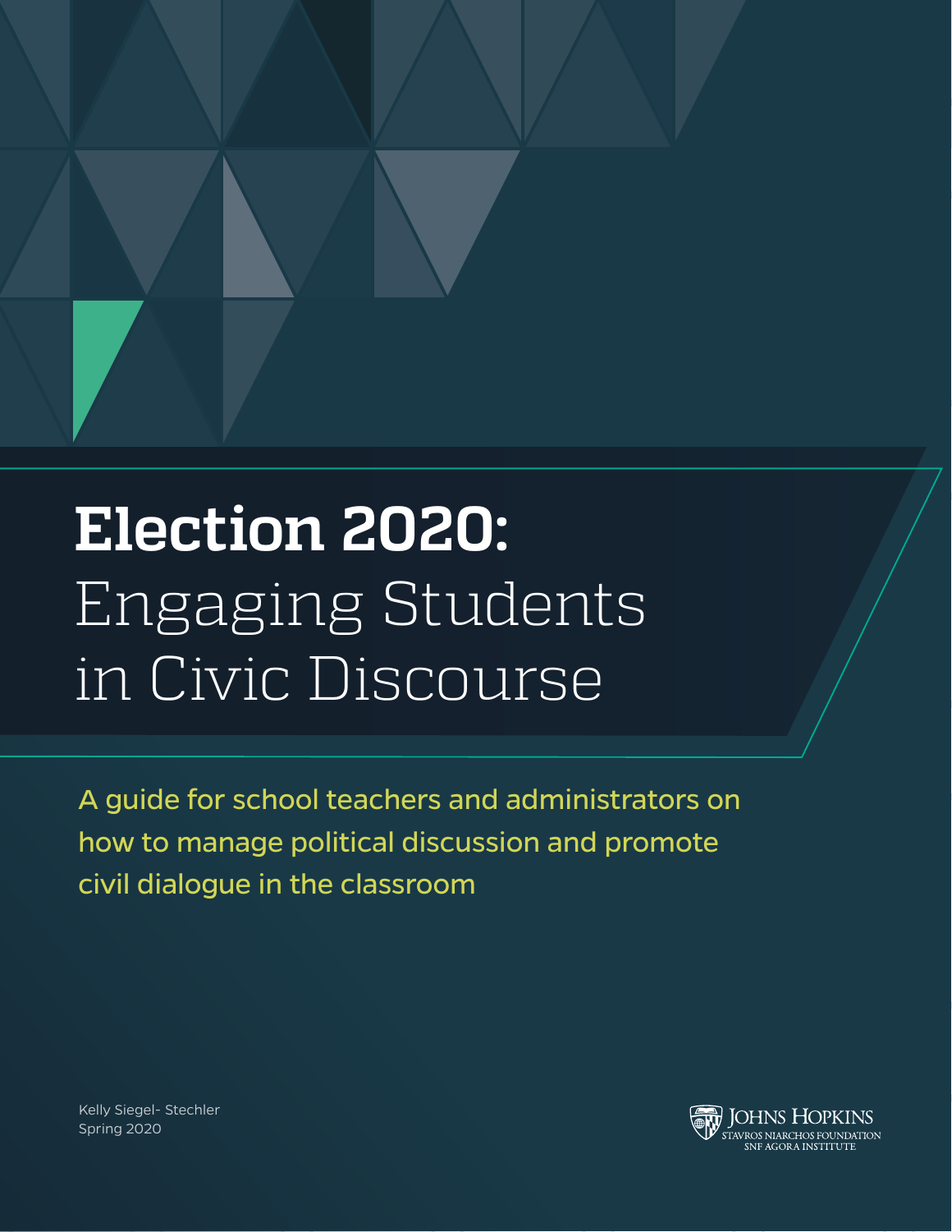# **Election 2020:** Engaging Students in Civic Discourse

A guide for school teachers and administrators on how to manage political discussion and promote civil dialogue in the classroom

Kelly Siegel- Stechler
Spring 2020

Johns Hopkins
Stavros Niarchos Foundation
SNF Agora Institute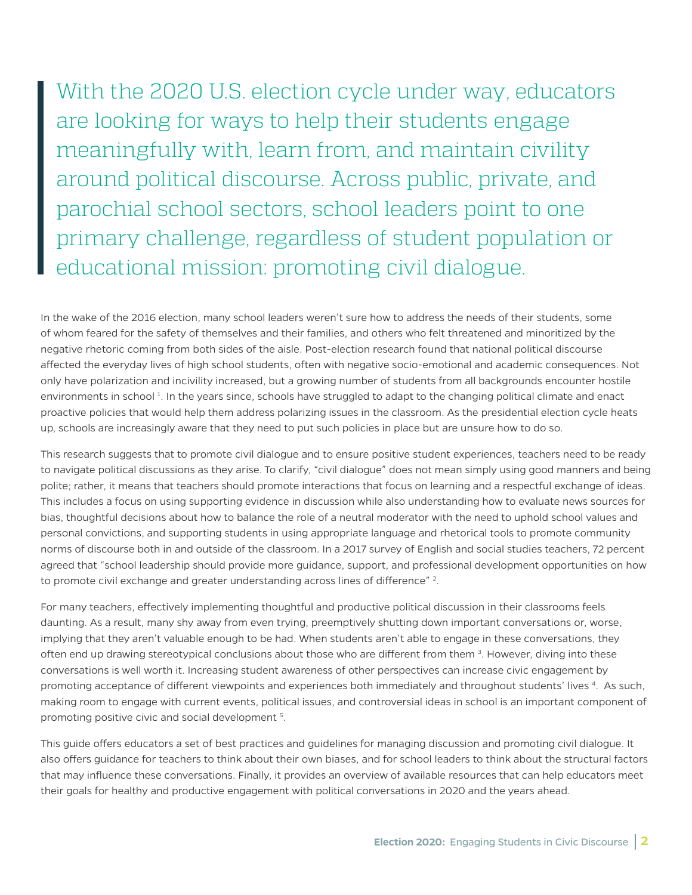> With the 2020 U.S. election cycle under way, educators are looking for ways to help their students engage meaningfully with, learn from, and maintain civility around political discourse. Across public, private, and parochial school sectors, school leaders point to one primary challenge, regardless of student population or educational mission: promoting civil dialogue.

In the wake of the 2016 election, many school leaders weren't sure how to address the needs of their students, some of whom feared for the safety of themselves and their families, and others who felt threatened and minoritized by the negative rhetoric coming from both sides of the aisle. Post-election research found that national political discourse affected the everyday lives of high school students, often with negative socio-emotional and academic consequences. Not only have polarization and incivility increased, but a growing number of students from all backgrounds encounter hostile environments in school [1]. In the years since, schools have struggled to adapt to the changing political climate and enact proactive policies that would help them address polarizing issues in the classroom. As the presidential election cycle heats up, schools are increasingly aware that they need to put such policies in place but are unsure how to do so.

This research suggests that to promote civil dialogue and to ensure positive student experiences, teachers need to be ready to navigate political discussions as they arise. To clarify, "civil dialogue" does not mean simply using good manners and being polite; rather, it means that teachers should promote interactions that focus on learning and a respectful exchange of ideas. This includes a focus on using supporting evidence in discussion while also understanding how to evaluate news sources for bias, thoughtful decisions about how to balance the role of a neutral moderator with the need to uphold school values and personal convictions, and supporting students in using appropriate language and rhetorical tools to promote community norms of discourse both in and outside of the classroom. In a 2017 survey of English and social studies teachers, 72 percent agreed that "school leadership should provide more guidance, support, and professional development opportunities on how to promote civil exchange and greater understanding across lines of difference" [2].

For many teachers, effectively implementing thoughtful and productive political discussion in their classrooms feels daunting. As a result, many shy away from even trying, preemptively shutting down important conversations or, worse, implying that they aren't valuable enough to be had. When students aren't able to engage in these conversations, they often end up drawing stereotypical conclusions about those who are different from them [3]. However, diving into these conversations is well worth it. Increasing student awareness of other perspectives can increase civic engagement by promoting acceptance of different viewpoints and experiences both immediately and throughout students' lives [4]. As such, making room to engage with current events, political issues, and controversial ideas in school is an important component of promoting positive civic and social development [5].

This guide offers educators a set of best practices and guidelines for managing discussion and promoting civil dialogue. It also offers guidance for teachers to think about their own biases, and for school leaders to think about the structural factors that may influence these conversations. Finally, it provides an overview of available resources that can help educators meet their goals for healthy and productive engagement with political conversations in 2020 and the years ahead.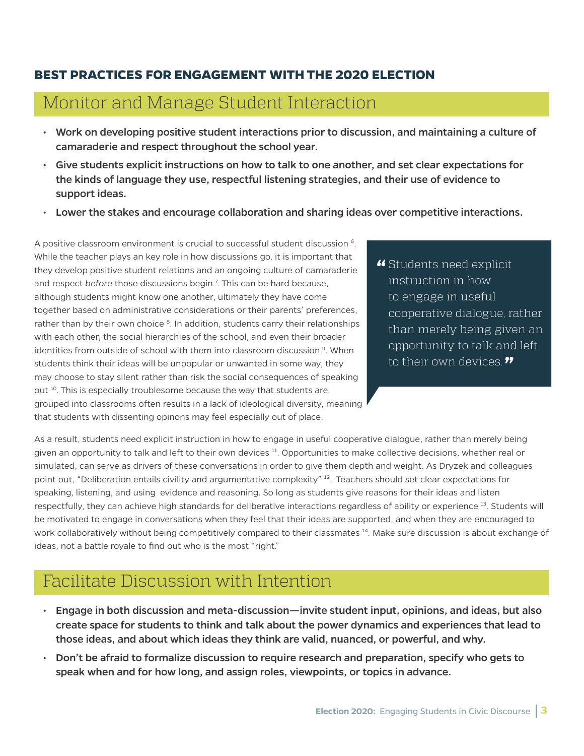## BEST PRACTICES FOR ENGAGEMENT WITH THE 2020 ELECTION

### Monitor and Manage Student Interaction

- **Work on developing positive student interactions prior to discussion, and maintaining a culture of camaraderie and respect throughout the school year.**
- **Give students explicit instructions on how to talk to one another, and set clear expectations for the kinds of language they use, respectful listening strategies, and their use of evidence to support ideas.**
- **Lower the stakes and encourage collaboration and sharing ideas over competitive interactions.**

A positive classroom environment is crucial to successful student discussion [6]. While the teacher plays an key role in how discussions go, it is important that they develop positive student relations and an ongoing culture of camaraderie and respect *before* those discussions begin [7]. This can be hard because, although students might know one another, ultimately they have come together based on administrative considerations or their parents' preferences, rather than by their own choice [8]. In addition, students carry their relationships with each other, the social hierarchies of the school, and even their broader identities from outside of school with them into classroom discussion [9]. When students think their ideas will be unpopular or unwanted in some way, they may choose to stay silent rather than risk the social consequences of speaking out [10]. This is especially troublesome because the way that students are grouped into classrooms often results in a lack of ideological diversity, meaning that students with dissenting opinons may feel especially out of place.

> "Students need explicit instruction in how to engage in useful cooperative dialogue, rather than merely being given an opportunity to talk and left to their own devices."

As a result, students need explicit instruction in how to engage in useful cooperative dialogue, rather than merely being given an opportunity to talk and left to their own devices [11]. Opportunities to make collective decisions, whether real or simulated, can serve as drivers of these conversations in order to give them depth and weight. As Dryzek and colleagues point out, "Deliberation entails civility and argumentative complexity" [12]. Teachers should set clear expectations for speaking, listening, and using evidence and reasoning. So long as students give reasons for their ideas and listen respectfully, they can achieve high standards for deliberative interactions regardless of ability or experience [13]. Students will be motivated to engage in conversations when they feel that their ideas are supported, and when they are encouraged to work collaboratively without being competitively compared to their classmates [14]. Make sure discussion is about exchange of ideas, not a battle royale to find out who is the most "right."

### Facilitate Discussion with Intention

- **Engage in both discussion and meta-discussion—invite student input, opinions, and ideas, but also create space for students to think and talk about the power dynamics and experiences that lead to those ideas, and about which ideas they think are valid, nuanced, or powerful, and why.**
- **Don't be afraid to formalize discussion to require research and preparation, specify who gets to speak when and for how long, and assign roles, viewpoints, or topics in advance.**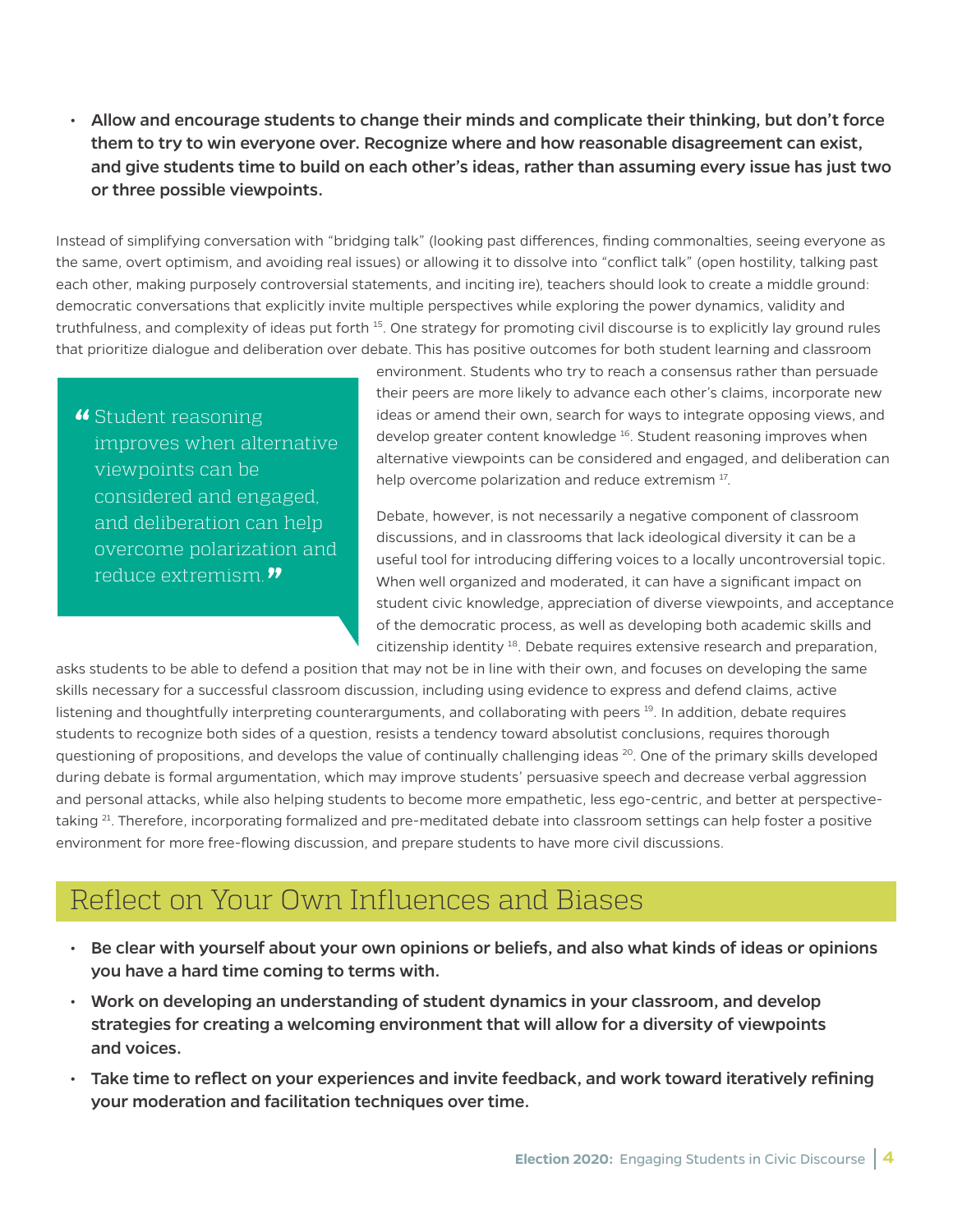- **Allow and encourage students to change their minds and complicate their thinking, but don't force them to try to win everyone over. Recognize where and how reasonable disagreement can exist, and give students time to build on each other's ideas, rather than assuming every issue has just two or three possible viewpoints.**

Instead of simplifying conversation with "bridging talk" (looking past differences, finding commonalties, seeing everyone as the same, overt optimism, and avoiding real issues) or allowing it to dissolve into "conflict talk" (open hostility, talking past each other, making purposely controversial statements, and inciting ire), teachers should look to create a middle ground: democratic conversations that explicitly invite multiple perspectives while exploring the power dynamics, validity and truthfulness, and complexity of ideas put forth [15]. One strategy for promoting civil discourse is to explicitly lay ground rules that prioritize dialogue and deliberation over debate. This has positive outcomes for both student learning and classroom environment. Students who try to reach a consensus rather than persuade their peers are more likely to advance each other's claims, incorporate new ideas or amend their own, search for ways to integrate opposing views, and develop greater content knowledge [16]. Student reasoning improves when alternative viewpoints can be considered and engaged, and deliberation can help overcome polarization and reduce extremism [17].

> "Student reasoning improves when alternative viewpoints can be considered and engaged, and deliberation can help overcome polarization and reduce extremism."

Debate, however, is not necessarily a negative component of classroom discussions, and in classrooms that lack ideological diversity it can be a useful tool for introducing differing voices to a locally uncontroversial topic. When well organized and moderated, it can have a significant impact on student civic knowledge, appreciation of diverse viewpoints, and acceptance of the democratic process, as well as developing both academic skills and citizenship identity [18]. Debate requires extensive research and preparation, asks students to be able to defend a position that may not be in line with their own, and focuses on developing the same skills necessary for a successful classroom discussion, including using evidence to express and defend claims, active listening and thoughtfully interpreting counterarguments, and collaborating with peers [19]. In addition, debate requires students to recognize both sides of a question, resists a tendency toward absolutist conclusions, requires thorough questioning of propositions, and develops the value of continually challenging ideas [20]. One of the primary skills developed during debate is formal argumentation, which may improve students' persuasive speech and decrease verbal aggression and personal attacks, while also helping students to become more empathetic, less ego-centric, and better at perspective-taking [21]. Therefore, incorporating formalized and pre-meditated debate into classroom settings can help foster a positive environment for more free-flowing discussion, and prepare students to have more civil discussions.

## Reflect on Your Own Influences and Biases

- **Be clear with yourself about your own opinions or beliefs, and also what kinds of ideas or opinions you have a hard time coming to terms with.**
- **Work on developing an understanding of student dynamics in your classroom, and develop strategies for creating a welcoming environment that will allow for a diversity of viewpoints and voices.**
- **Take time to reflect on your experiences and invite feedback, and work toward iteratively refining your moderation and facilitation techniques over time.**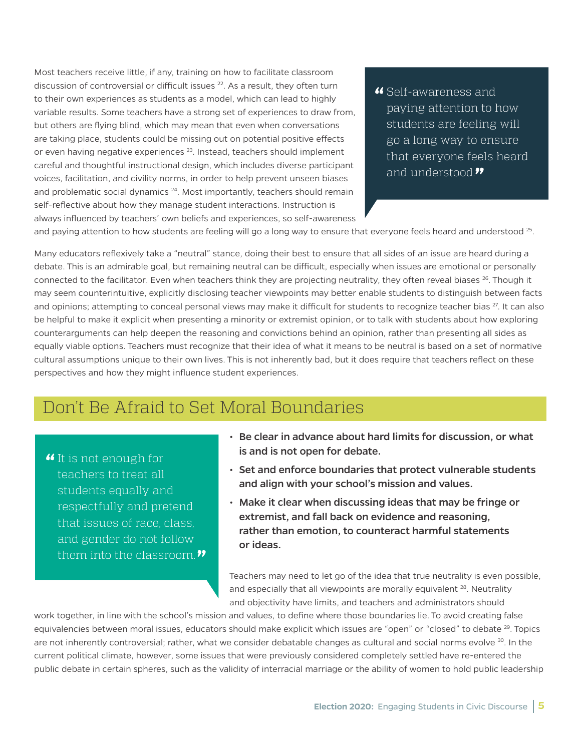Most teachers receive little, if any, training on how to facilitate classroom discussion of controversial or difficult issues [22]. As a result, they often turn to their own experiences as students as a model, which can lead to highly variable results. Some teachers have a strong set of experiences to draw from, but others are flying blind, which may mean that even when conversations are taking place, students could be missing out on potential positive effects or even having negative experiences [23]. Instead, teachers should implement careful and thoughtful instructional design, which includes diverse participant voices, facilitation, and civility norms, in order to help prevent unseen biases and problematic social dynamics [24]. Most importantly, teachers should remain self-reflective about how they manage student interactions. Instruction is always influenced by teachers' own beliefs and experiences, so self-awareness and paying attention to how students are feeling will go a long way to ensure that everyone feels heard and understood [25].

> "Self-awareness and paying attention to how students are feeling will go a long way to ensure that everyone feels heard and understood."

Many educators reflexively take a "neutral" stance, doing their best to ensure that all sides of an issue are heard during a debate. This is an admirable goal, but remaining neutral can be difficult, especially when issues are emotional or personally connected to the facilitator. Even when teachers think they are projecting neutrality, they often reveal biases [26]. Though it may seem counterintuitive, explicitly disclosing teacher viewpoints may better enable students to distinguish between facts and opinions; attempting to conceal personal views may make it difficult for students to recognize teacher bias [27]. It can also be helpful to make it explicit when presenting a minority or extremist opinion, or to talk with students about how exploring counterarguments can help deepen the reasoning and convictions behind an opinion, rather than presenting all sides as equally viable options. Teachers must recognize that their idea of what it means to be neutral is based on a set of normative cultural assumptions unique to their own lives. This is not inherently bad, but it does require that teachers reflect on these perspectives and how they might influence student experiences.

## Don't Be Afraid to Set Moral Boundaries

> "It is not enough for teachers to treat all students equally and respectfully and pretend that issues of race, class, and gender do not follow them into the classroom."

- **Be clear in advance about hard limits for discussion, or what is and is not open for debate.**
- **Set and enforce boundaries that protect vulnerable students and align with your school's mission and values.**
- **Make it clear when discussing ideas that may be fringe or extremist, and fall back on evidence and reasoning, rather than emotion, to counteract harmful statements or ideas.**

Teachers may need to let go of the idea that true neutrality is even possible, and especially that all viewpoints are morally equivalent [28]. Neutrality and objectivity have limits, and teachers and administrators should work together, in line with the school's mission and values, to define where those boundaries lie. To avoid creating false equivalencies between moral issues, educators should make explicit which issues are "open" or "closed" to debate [29]. Topics are not inherently controversial; rather, what we consider debatable changes as cultural and social norms evolve [30]. In the current political climate, however, some issues that were previously considered completely settled have re-entered the public debate in certain spheres, such as the validity of interracial marriage or the ability of women to hold public leadership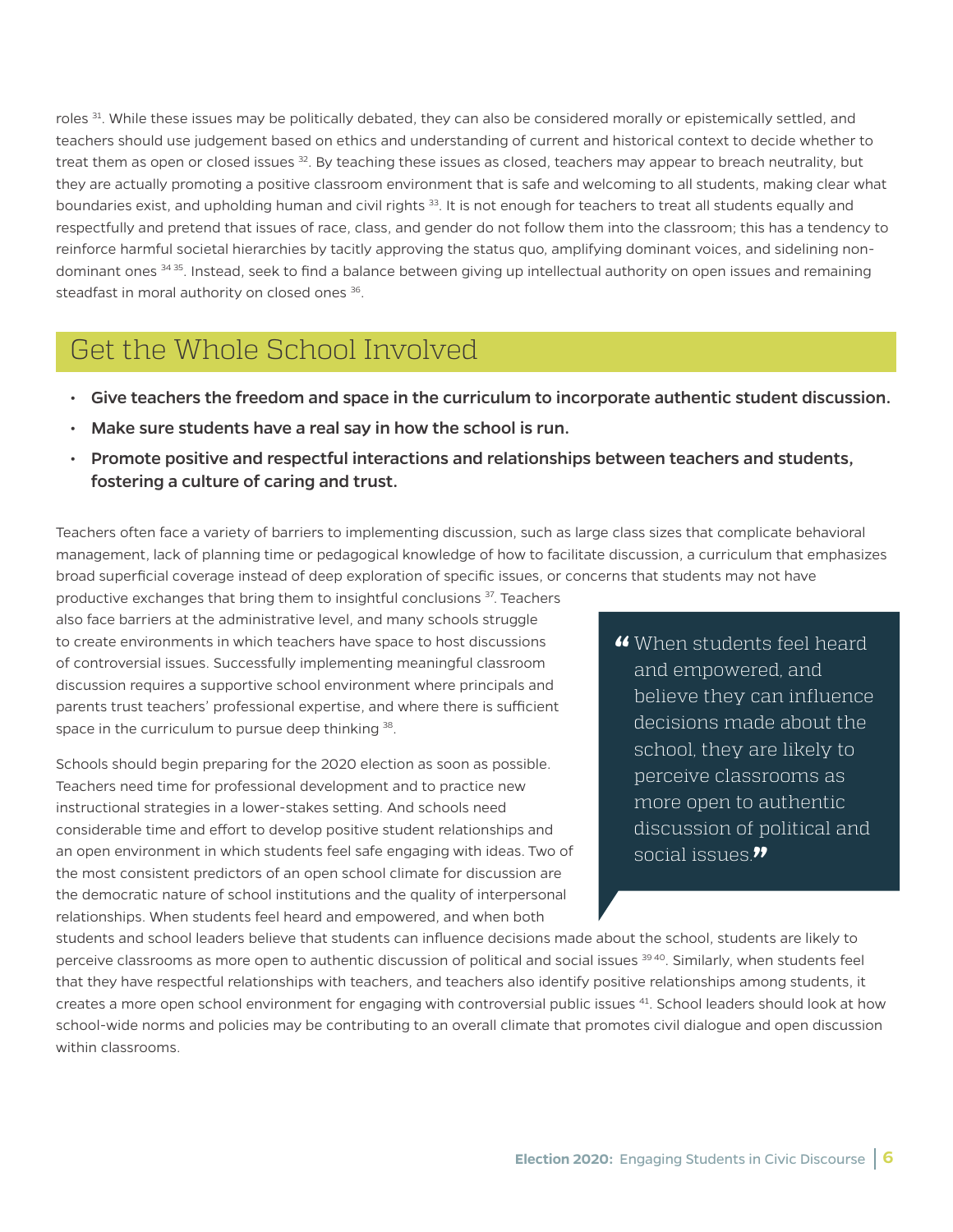roles [31]. While these issues may be politically debated, they can also be considered morally or epistemically settled, and teachers should use judgement based on ethics and understanding of current and historical context to decide whether to treat them as open or closed issues [32]. By teaching these issues as closed, teachers may appear to breach neutrality, but they are actually promoting a positive classroom environment that is safe and welcoming to all students, making clear what boundaries exist, and upholding human and civil rights [33]. It is not enough for teachers to treat all students equally and respectfully and pretend that issues of race, class, and gender do not follow them into the classroom; this has a tendency to reinforce harmful societal hierarchies by tacitly approving the status quo, amplifying dominant voices, and sidelining non-dominant ones [34,35]. Instead, seek to find a balance between giving up intellectual authority on open issues and remaining steadfast in moral authority on closed ones [36].

## Get the Whole School Involved

- **Give teachers the freedom and space in the curriculum to incorporate authentic student discussion.**
- **Make sure students have a real say in how the school is run.**
- **Promote positive and respectful interactions and relationships between teachers and students, fostering a culture of caring and trust.**

Teachers often face a variety of barriers to implementing discussion, such as large class sizes that complicate behavioral management, lack of planning time or pedagogical knowledge of how to facilitate discussion, a curriculum that emphasizes broad superficial coverage instead of deep exploration of specific issues, or concerns that students may not have productive exchanges that bring them to insightful conclusions [37]. Teachers also face barriers at the administrative level, and many schools struggle to create environments in which teachers have space to host discussions of controversial issues. Successfully implementing meaningful classroom discussion requires a supportive school environment where principals and parents trust teachers' professional expertise, and where there is sufficient space in the curriculum to pursue deep thinking [38].

> "When students feel heard and empowered, and believe they can influence decisions made about the school, they are likely to perceive classrooms as more open to authentic discussion of political and social issues."

Schools should begin preparing for the 2020 election as soon as possible. Teachers need time for professional development and to practice new instructional strategies in a lower-stakes setting. And schools need considerable time and effort to develop positive student relationships and an open environment in which students feel safe engaging with ideas. Two of the most consistent predictors of an open school climate for discussion are the democratic nature of school institutions and the quality of interpersonal relationships. When students feel heard and empowered, and when both students and school leaders believe that students can influence decisions made about the school, students are likely to perceive classrooms as more open to authentic discussion of political and social issues [39,40]. Similarly, when students feel that they have respectful relationships with teachers, and teachers also identify positive relationships among students, it creates a more open school environment for engaging with controversial public issues [41]. School leaders should look at how school-wide norms and policies may be contributing to an overall climate that promotes civil dialogue and open discussion within classrooms.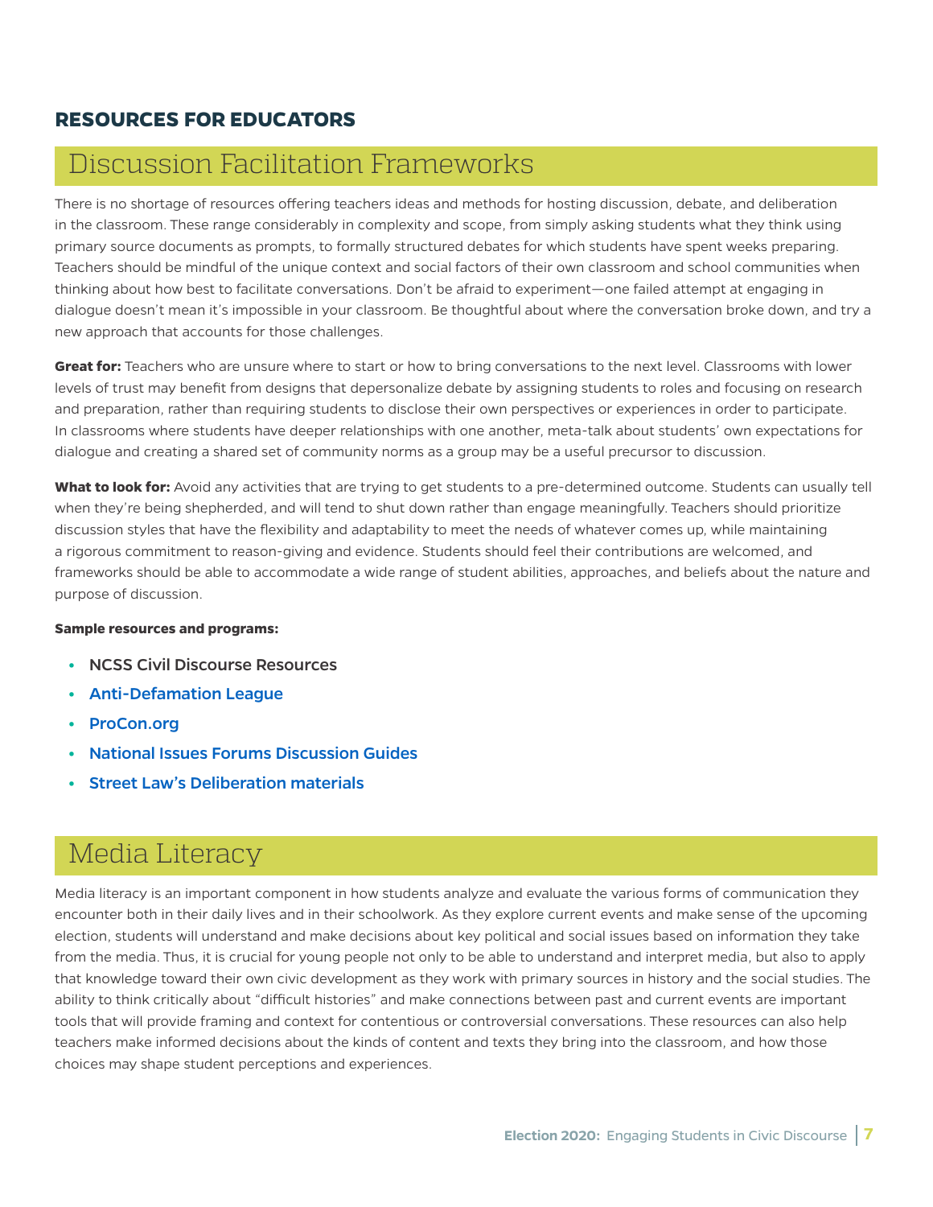**RESOURCES FOR EDUCATORS**

## Discussion Facilitation Frameworks

There is no shortage of resources offering teachers ideas and methods for hosting discussion, debate, and deliberation in the classroom. These range considerably in complexity and scope, from simply asking students what they think using primary source documents as prompts, to formally structured debates for which students have spent weeks preparing. Teachers should be mindful of the unique context and social factors of their own classroom and school communities when thinking about how best to facilitate conversations. Don't be afraid to experiment—one failed attempt at engaging in dialogue doesn't mean it's impossible in your classroom. Be thoughtful about where the conversation broke down, and try a new approach that accounts for those challenges.

**Great for:** Teachers who are unsure where to start or how to bring conversations to the next level. Classrooms with lower levels of trust may benefit from designs that depersonalize debate by assigning students to roles and focusing on research and preparation, rather than requiring students to disclose their own perspectives or experiences in order to participate. In classrooms where students have deeper relationships with one another, meta-talk about students' own expectations for dialogue and creating a shared set of community norms as a group may be a useful precursor to discussion.

**What to look for:** Avoid any activities that are trying to get students to a pre-determined outcome. Students can usually tell when they're being shepherded, and will tend to shut down rather than engage meaningfully. Teachers should prioritize discussion styles that have the flexibility and adaptability to meet the needs of whatever comes up, while maintaining a rigorous commitment to reason-giving and evidence. Students should feel their contributions are welcomed, and frameworks should be able to accommodate a wide range of student abilities, approaches, and beliefs about the nature and purpose of discussion.

**Sample resources and programs:**

- NCSS Civil Discourse Resources
- Anti-Defamation League
- ProCon.org
- National Issues Forums Discussion Guides
- Street Law's Deliberation materials

## Media Literacy

Media literacy is an important component in how students analyze and evaluate the various forms of communication they encounter both in their daily lives and in their schoolwork. As they explore current events and make sense of the upcoming election, students will understand and make decisions about key political and social issues based on information they take from the media. Thus, it is crucial for young people not only to be able to understand and interpret media, but also to apply that knowledge toward their own civic development as they work with primary sources in history and the social studies. The ability to think critically about "difficult histories" and make connections between past and current events are important tools that will provide framing and context for contentious or controversial conversations. These resources can also help teachers make informed decisions about the kinds of content and texts they bring into the classroom, and how those choices may shape student perceptions and experiences.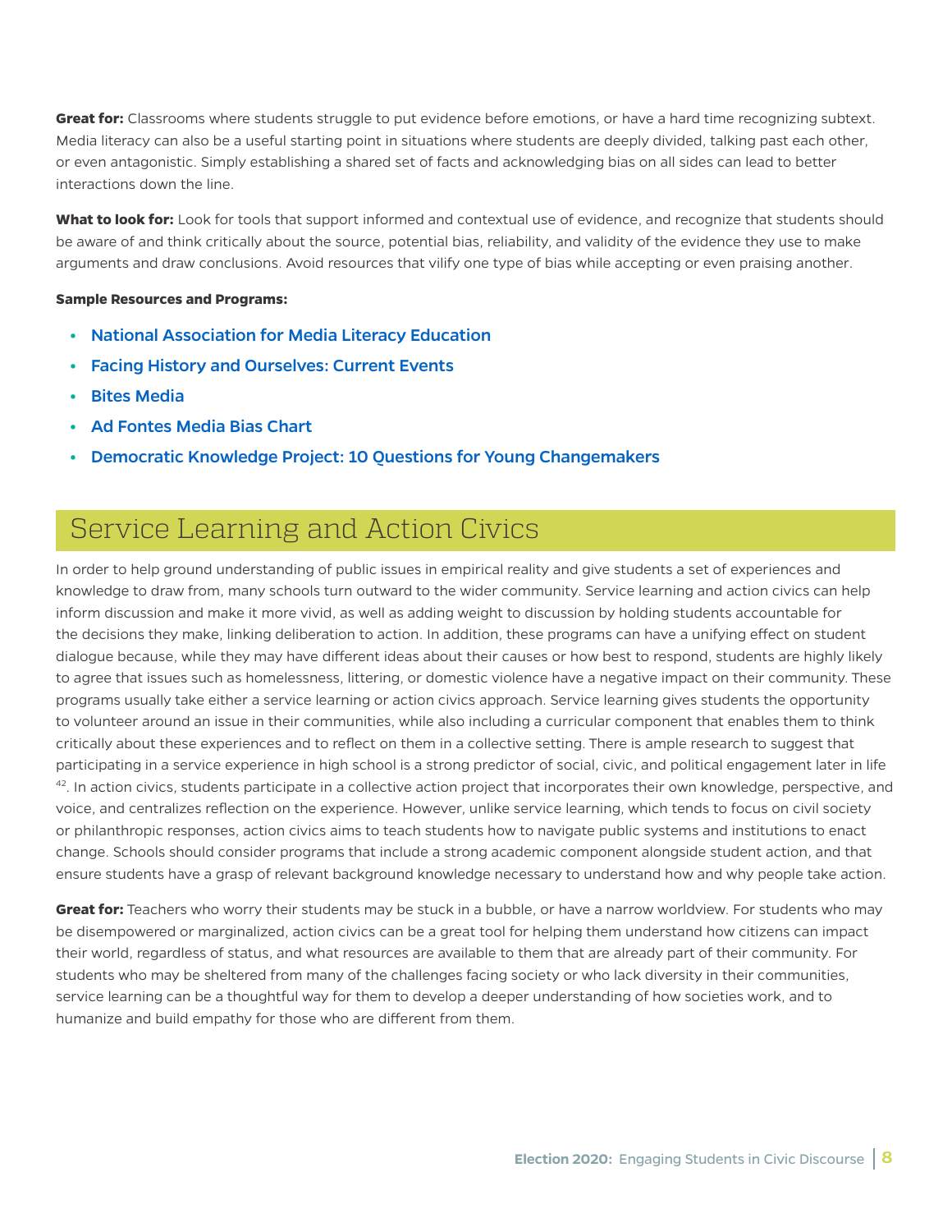**Great for:** Classrooms where students struggle to put evidence before emotions, or have a hard time recognizing subtext. Media literacy can also be a useful starting point in situations where students are deeply divided, talking past each other, or even antagonistic. Simply establishing a shared set of facts and acknowledging bias on all sides can lead to better interactions down the line.

**What to look for:** Look for tools that support informed and contextual use of evidence, and recognize that students should be aware of and think critically about the source, potential bias, reliability, and validity of the evidence they use to make arguments and draw conclusions. Avoid resources that vilify one type of bias while accepting or even praising another.

**Sample Resources and Programs:**

- National Association for Media Literacy Education
- Facing History and Ourselves: Current Events
- Bites Media
- Ad Fontes Media Bias Chart
- Democratic Knowledge Project: 10 Questions for Young Changemakers

## Service Learning and Action Civics

In order to help ground understanding of public issues in empirical reality and give students a set of experiences and knowledge to draw from, many schools turn outward to the wider community. Service learning and action civics can help inform discussion and make it more vivid, as well as adding weight to discussion by holding students accountable for the decisions they make, linking deliberation to action. In addition, these programs can have a unifying effect on student dialogue because, while they may have different ideas about their causes or how best to respond, students are highly likely to agree that issues such as homelessness, littering, or domestic violence have a negative impact on their community. These programs usually take either a service learning or action civics approach. Service learning gives students the opportunity to volunteer around an issue in their communities, while also including a curricular component that enables them to think critically about these experiences and to reflect on them in a collective setting. There is ample research to suggest that participating in a service experience in high school is a strong predictor of social, civic, and political engagement later in life [42]. In action civics, students participate in a collective action project that incorporates their own knowledge, perspective, and voice, and centralizes reflection on the experience. However, unlike service learning, which tends to focus on civil society or philanthropic responses, action civics aims to teach students how to navigate public systems and institutions to enact change. Schools should consider programs that include a strong academic component alongside student action, and that ensure students have a grasp of relevant background knowledge necessary to understand how and why people take action.

**Great for:** Teachers who worry their students may be stuck in a bubble, or have a narrow worldview. For students who may be disempowered or marginalized, action civics can be a great tool for helping them understand how citizens can impact their world, regardless of status, and what resources are available to them that are already part of their community. For students who may be sheltered from many of the challenges facing society or who lack diversity in their communities, service learning can be a thoughtful way for them to develop a deeper understanding of how societies work, and to humanize and build empathy for those who are different from them.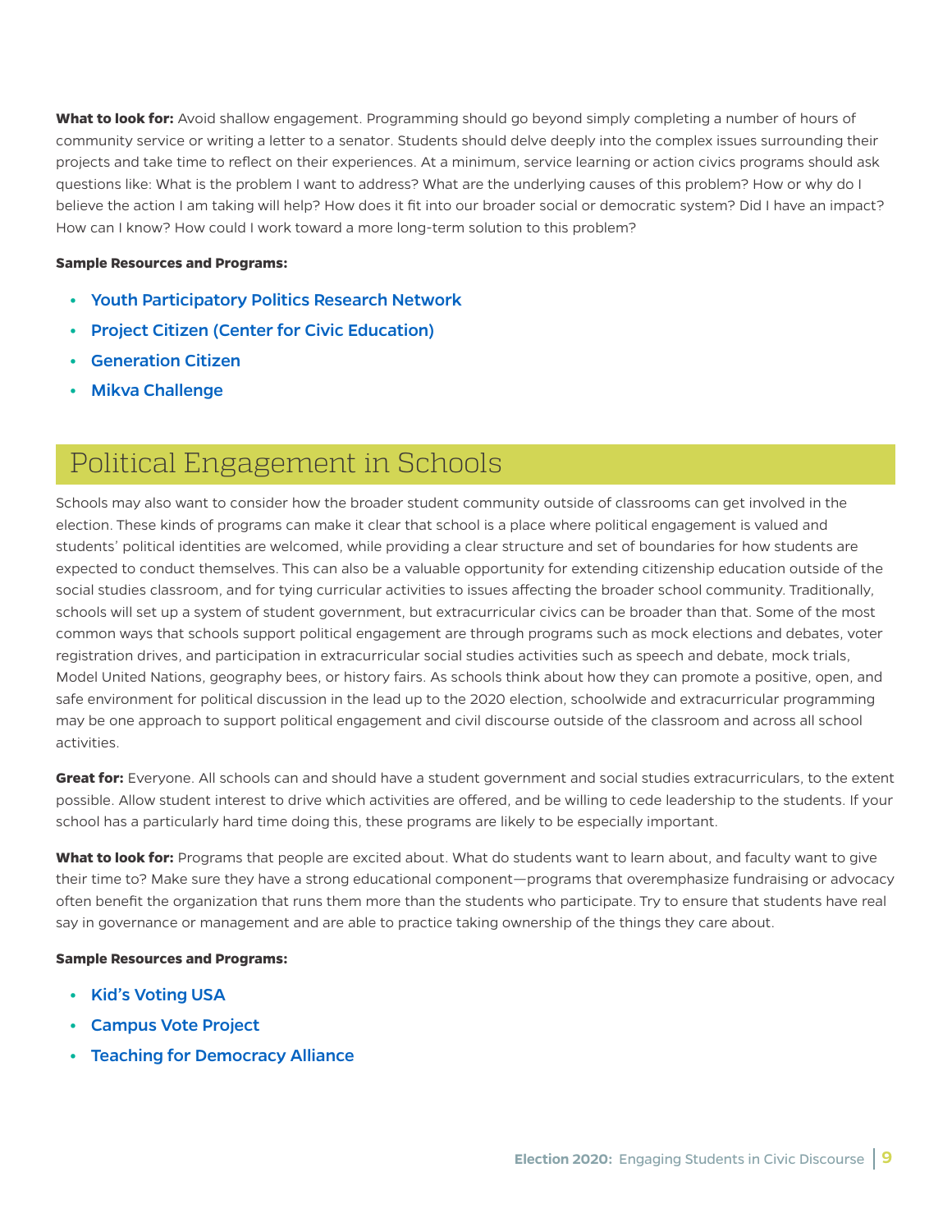**What to look for:** Avoid shallow engagement. Programming should go beyond simply completing a number of hours of community service or writing a letter to a senator. Students should delve deeply into the complex issues surrounding their projects and take time to reflect on their experiences. At a minimum, service learning or action civics programs should ask questions like: What is the problem I want to address? What are the underlying causes of this problem? How or why do I believe the action I am taking will help? How does it fit into our broader social or democratic system? Did I have an impact? How can I know? How could I work toward a more long-term solution to this problem?

**Sample Resources and Programs:**

- Youth Participatory Politics Research Network
- Project Citizen (Center for Civic Education)
- Generation Citizen
- Mikva Challenge

## Political Engagement in Schools

Schools may also want to consider how the broader student community outside of classrooms can get involved in the election. These kinds of programs can make it clear that school is a place where political engagement is valued and students' political identities are welcomed, while providing a clear structure and set of boundaries for how students are expected to conduct themselves. This can also be a valuable opportunity for extending citizenship education outside of the social studies classroom, and for tying curricular activities to issues affecting the broader school community. Traditionally, schools will set up a system of student government, but extracurricular civics can be broader than that. Some of the most common ways that schools support political engagement are through programs such as mock elections and debates, voter registration drives, and participation in extracurricular social studies activities such as speech and debate, mock trials, Model United Nations, geography bees, or history fairs. As schools think about how they can promote a positive, open, and safe environment for political discussion in the lead up to the 2020 election, schoolwide and extracurricular programming may be one approach to support political engagement and civil discourse outside of the classroom and across all school activities.

**Great for:** Everyone. All schools can and should have a student government and social studies extracurriculars, to the extent possible. Allow student interest to drive which activities are offered, and be willing to cede leadership to the students. If your school has a particularly hard time doing this, these programs are likely to be especially important.

**What to look for:** Programs that people are excited about. What do students want to learn about, and faculty want to give their time to? Make sure they have a strong educational component—programs that overemphasize fundraising or advocacy often benefit the organization that runs them more than the students who participate. Try to ensure that students have real say in governance or management and are able to practice taking ownership of the things they care about.

**Sample Resources and Programs:**

- Kid's Voting USA
- Campus Vote Project
- Teaching for Democracy Alliance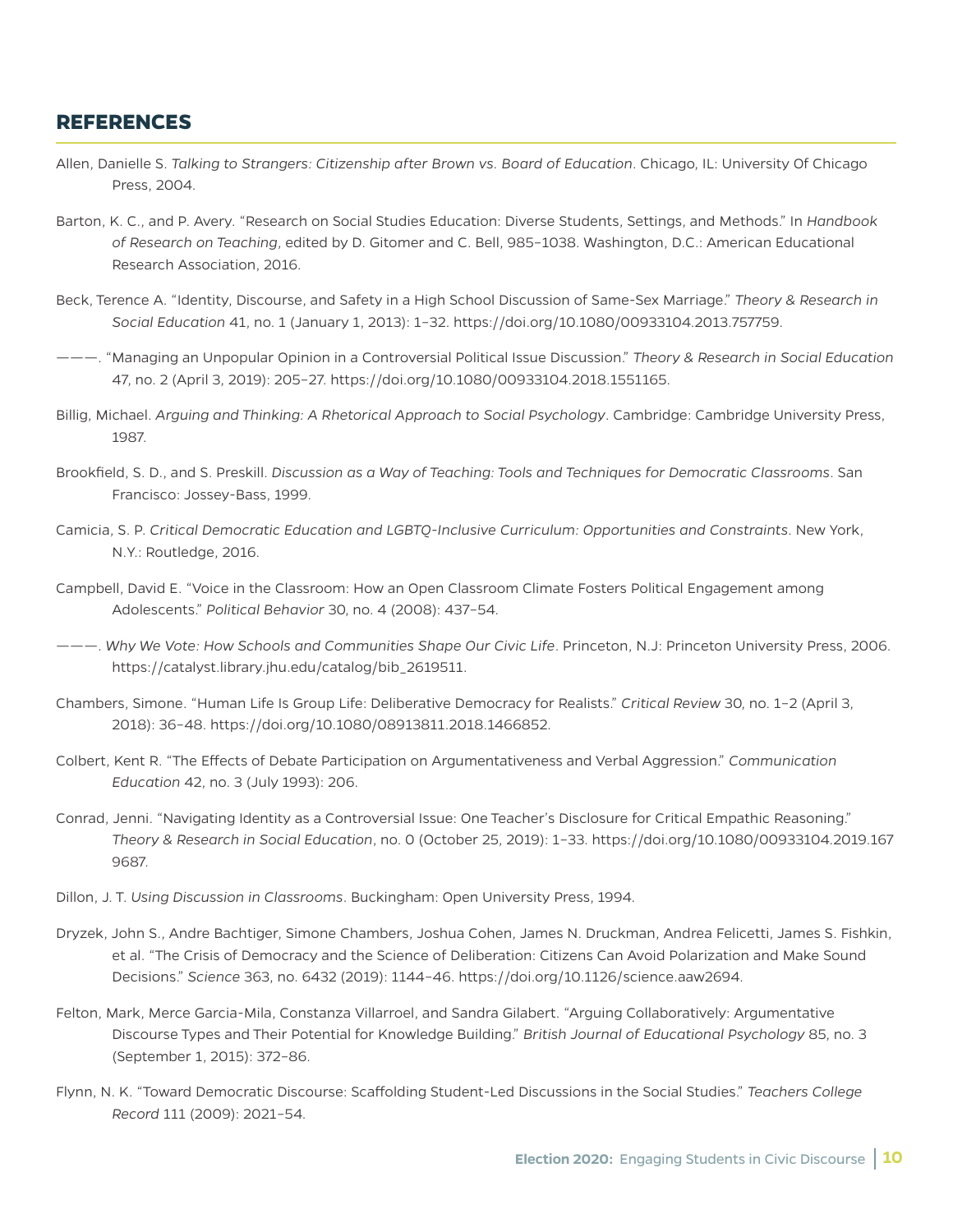## REFERENCES

Allen, Danielle S. *Talking to Strangers: Citizenship after Brown vs. Board of Education*. Chicago, IL: University Of Chicago Press, 2004.

Barton, K. C., and P. Avery. "Research on Social Studies Education: Diverse Students, Settings, and Methods." In *Handbook of Research on Teaching*, edited by D. Gitomer and C. Bell, 985–1038. Washington, D.C.: American Educational Research Association, 2016.

Beck, Terence A. "Identity, Discourse, and Safety in a High School Discussion of Same-Sex Marriage." *Theory & Research in Social Education* 41, no. 1 (January 1, 2013): 1–32. https://doi.org/10.1080/00933104.2013.757759.

———. "Managing an Unpopular Opinion in a Controversial Political Issue Discussion." *Theory & Research in Social Education* 47, no. 2 (April 3, 2019): 205–27. https://doi.org/10.1080/00933104.2018.1551165.

Billig, Michael. *Arguing and Thinking: A Rhetorical Approach to Social Psychology*. Cambridge: Cambridge University Press, 1987.

Brookfield, S. D., and S. Preskill. *Discussion as a Way of Teaching: Tools and Techniques for Democratic Classrooms*. San Francisco: Jossey-Bass, 1999.

Camicia, S. P. *Critical Democratic Education and LGBTQ-Inclusive Curriculum: Opportunities and Constraints*. New York, N.Y.: Routledge, 2016.

Campbell, David E. "Voice in the Classroom: How an Open Classroom Climate Fosters Political Engagement among Adolescents." *Political Behavior* 30, no. 4 (2008): 437–54.

———. *Why We Vote: How Schools and Communities Shape Our Civic Life*. Princeton, N.J: Princeton University Press, 2006. https://catalyst.library.jhu.edu/catalog/bib_2619511.

Chambers, Simone. "Human Life Is Group Life: Deliberative Democracy for Realists." *Critical Review* 30, no. 1–2 (April 3, 2018): 36–48. https://doi.org/10.1080/08913811.2018.1466852.

Colbert, Kent R. "The Effects of Debate Participation on Argumentativeness and Verbal Aggression." *Communication Education* 42, no. 3 (July 1993): 206.

Conrad, Jenni. "Navigating Identity as a Controversial Issue: One Teacher's Disclosure for Critical Empathic Reasoning." *Theory & Research in Social Education*, no. 0 (October 25, 2019): 1–33. https://doi.org/10.1080/00933104.2019.1679687.

Dillon, J. T. *Using Discussion in Classrooms*. Buckingham: Open University Press, 1994.

Dryzek, John S., Andre Bachtiger, Simone Chambers, Joshua Cohen, James N. Druckman, Andrea Felicetti, James S. Fishkin, et al. "The Crisis of Democracy and the Science of Deliberation: Citizens Can Avoid Polarization and Make Sound Decisions." *Science* 363, no. 6432 (2019): 1144–46. https://doi.org/10.1126/science.aaw2694.

Felton, Mark, Merce Garcia-Mila, Constanza Villarroel, and Sandra Gilabert. "Arguing Collaboratively: Argumentative Discourse Types and Their Potential for Knowledge Building." *British Journal of Educational Psychology* 85, no. 3 (September 1, 2015): 372–86.

Flynn, N. K. "Toward Democratic Discourse: Scaffolding Student-Led Discussions in the Social Studies." *Teachers College Record* 111 (2009): 2021–54.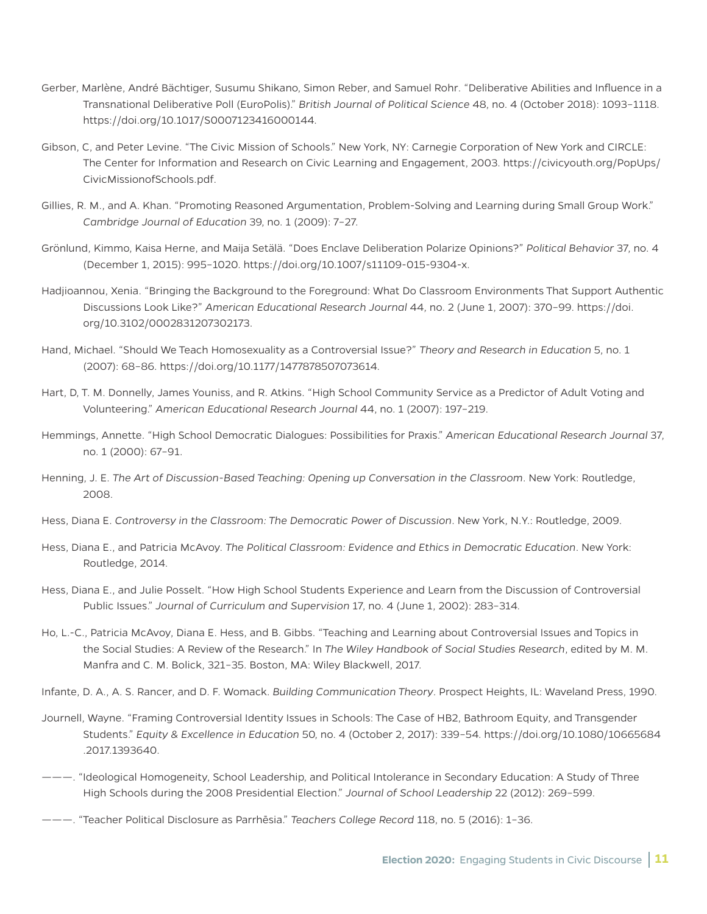Gerber, Marlène, André Bächtiger, Susumu Shikano, Simon Reber, and Samuel Rohr. "Deliberative Abilities and Influence in a Transnational Deliberative Poll (EuroPolis)." *British Journal of Political Science* 48, no. 4 (October 2018): 1093–1118. https://doi.org/10.1017/S0007123416000144.

Gibson, C, and Peter Levine. "The Civic Mission of Schools." New York, NY: Carnegie Corporation of New York and CIRCLE: The Center for Information and Research on Civic Learning and Engagement, 2003. https://civicyouth.org/PopUps/CivicMissionofSchools.pdf.

Gillies, R. M., and A. Khan. "Promoting Reasoned Argumentation, Problem-Solving and Learning during Small Group Work." *Cambridge Journal of Education* 39, no. 1 (2009): 7–27.

Grönlund, Kimmo, Kaisa Herne, and Maija Setälä. "Does Enclave Deliberation Polarize Opinions?" *Political Behavior* 37, no. 4 (December 1, 2015): 995–1020. https://doi.org/10.1007/s11109-015-9304-x.

Hadjioannou, Xenia. "Bringing the Background to the Foreground: What Do Classroom Environments That Support Authentic Discussions Look Like?" *American Educational Research Journal* 44, no. 2 (June 1, 2007): 370–99. https://doi.org/10.3102/0002831207302173.

Hand, Michael. "Should We Teach Homosexuality as a Controversial Issue?" *Theory and Research in Education* 5, no. 1 (2007): 68–86. https://doi.org/10.1177/1477878507073614.

Hart, D, T. M. Donnelly, James Youniss, and R. Atkins. "High School Community Service as a Predictor of Adult Voting and Volunteering." *American Educational Research Journal* 44, no. 1 (2007): 197–219.

Hemmings, Annette. "High School Democratic Dialogues: Possibilities for Praxis." *American Educational Research Journal* 37, no. 1 (2000): 67–91.

Henning, J. E. *The Art of Discussion-Based Teaching: Opening up Conversation in the Classroom*. New York: Routledge, 2008.

Hess, Diana E. *Controversy in the Classroom: The Democratic Power of Discussion*. New York, N.Y.: Routledge, 2009.

Hess, Diana E., and Patricia McAvoy. *The Political Classroom: Evidence and Ethics in Democratic Education*. New York: Routledge, 2014.

Hess, Diana E., and Julie Posselt. "How High School Students Experience and Learn from the Discussion of Controversial Public Issues." *Journal of Curriculum and Supervision* 17, no. 4 (June 1, 2002): 283–314.

Ho, L.-C., Patricia McAvoy, Diana E. Hess, and B. Gibbs. "Teaching and Learning about Controversial Issues and Topics in the Social Studies: A Review of the Research." In *The Wiley Handbook of Social Studies Research*, edited by M. M. Manfra and C. M. Bolick, 321–35. Boston, MA: Wiley Blackwell, 2017.

Infante, D. A., A. S. Rancer, and D. F. Womack. *Building Communication Theory*. Prospect Heights, IL: Waveland Press, 1990.

Journell, Wayne. "Framing Controversial Identity Issues in Schools: The Case of HB2, Bathroom Equity, and Transgender Students." *Equity & Excellence in Education* 50, no. 4 (October 2, 2017): 339–54. https://doi.org/10.1080/10665684.2017.1393640.

———. "Ideological Homogeneity, School Leadership, and Political Intolerance in Secondary Education: A Study of Three High Schools during the 2008 Presidential Election." *Journal of School Leadership* 22 (2012): 269–599.

———. "Teacher Political Disclosure as Parrhēsia." *Teachers College Record* 118, no. 5 (2016): 1–36.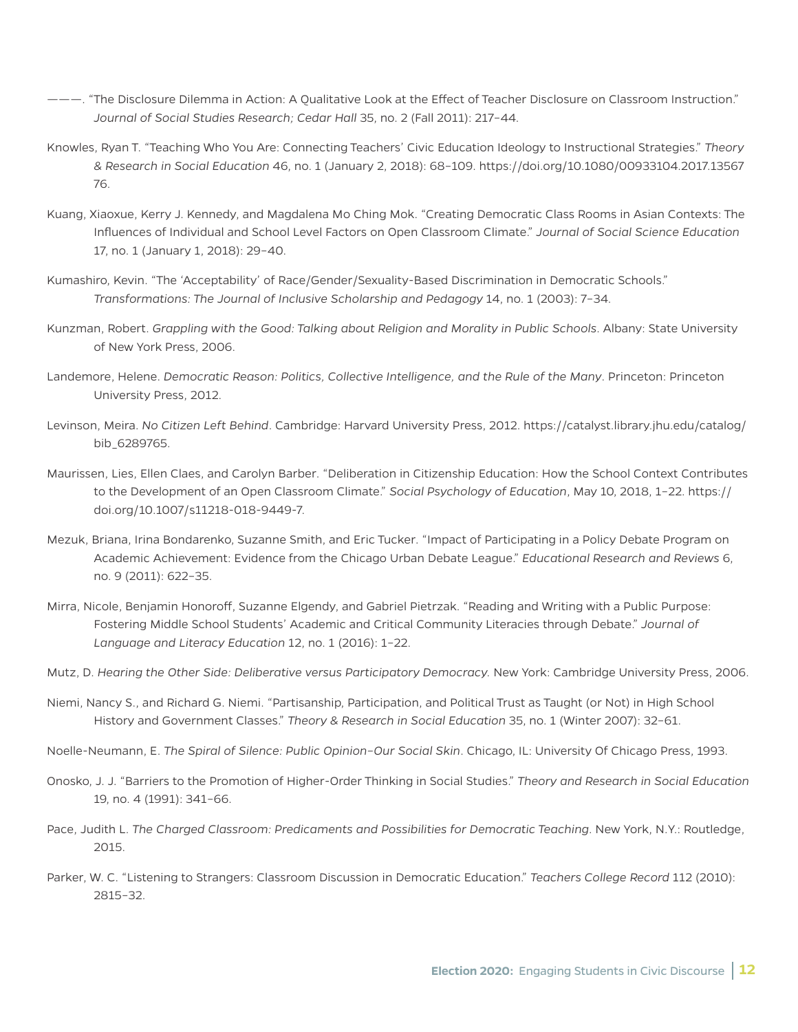———. "The Disclosure Dilemma in Action: A Qualitative Look at the Effect of Teacher Disclosure on Classroom Instruction." *Journal of Social Studies Research; Cedar Hall* 35, no. 2 (Fall 2011): 217–44.

Knowles, Ryan T. "Teaching Who You Are: Connecting Teachers' Civic Education Ideology to Instructional Strategies." *Theory & Research in Social Education* 46, no. 1 (January 2, 2018): 68–109. https://doi.org/10.1080/00933104.2017.1356776.

Kuang, Xiaoxue, Kerry J. Kennedy, and Magdalena Mo Ching Mok. "Creating Democratic Class Rooms in Asian Contexts: The Influences of Individual and School Level Factors on Open Classroom Climate." *Journal of Social Science Education* 17, no. 1 (January 1, 2018): 29–40.

Kumashiro, Kevin. "The 'Acceptability' of Race/Gender/Sexuality-Based Discrimination in Democratic Schools." *Transformations: The Journal of Inclusive Scholarship and Pedagogy* 14, no. 1 (2003): 7–34.

Kunzman, Robert. *Grappling with the Good: Talking about Religion and Morality in Public Schools*. Albany: State University of New York Press, 2006.

Landemore, Helene. *Democratic Reason: Politics, Collective Intelligence, and the Rule of the Many*. Princeton: Princeton University Press, 2012.

Levinson, Meira. *No Citizen Left Behind*. Cambridge: Harvard University Press, 2012. https://catalyst.library.jhu.edu/catalog/bib_6289765.

Maurissen, Lies, Ellen Claes, and Carolyn Barber. "Deliberation in Citizenship Education: How the School Context Contributes to the Development of an Open Classroom Climate." *Social Psychology of Education*, May 10, 2018, 1–22. https://doi.org/10.1007/s11218-018-9449-7.

Mezuk, Briana, Irina Bondarenko, Suzanne Smith, and Eric Tucker. "Impact of Participating in a Policy Debate Program on Academic Achievement: Evidence from the Chicago Urban Debate League." *Educational Research and Reviews* 6, no. 9 (2011): 622–35.

Mirra, Nicole, Benjamin Honoroff, Suzanne Elgendy, and Gabriel Pietrzak. "Reading and Writing with a Public Purpose: Fostering Middle School Students' Academic and Critical Community Literacies through Debate." *Journal of Language and Literacy Education* 12, no. 1 (2016): 1–22.

Mutz, D. *Hearing the Other Side: Deliberative versus Participatory Democracy.* New York: Cambridge University Press, 2006.

Niemi, Nancy S., and Richard G. Niemi. "Partisanship, Participation, and Political Trust as Taught (or Not) in High School History and Government Classes." *Theory & Research in Social Education* 35, no. 1 (Winter 2007): 32–61.

Noelle-Neumann, E. *The Spiral of Silence: Public Opinion–Our Social Skin*. Chicago, IL: University Of Chicago Press, 1993.

Onosko, J. J. "Barriers to the Promotion of Higher-Order Thinking in Social Studies." *Theory and Research in Social Education* 19, no. 4 (1991): 341–66.

Pace, Judith L. *The Charged Classroom: Predicaments and Possibilities for Democratic Teaching*. New York, N.Y.: Routledge, 2015.

Parker, W. C. "Listening to Strangers: Classroom Discussion in Democratic Education." *Teachers College Record* 112 (2010): 2815–32.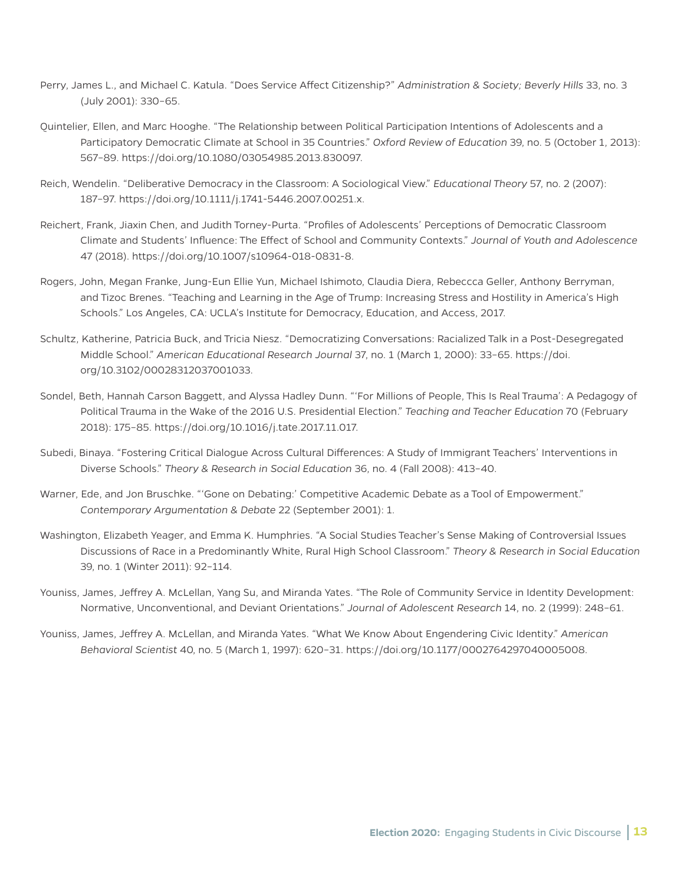Perry, James L., and Michael C. Katula. "Does Service Affect Citizenship?" *Administration & Society; Beverly Hills* 33, no. 3 (July 2001): 330–65.

Quintelier, Ellen, and Marc Hooghe. "The Relationship between Political Participation Intentions of Adolescents and a Participatory Democratic Climate at School in 35 Countries." *Oxford Review of Education* 39, no. 5 (October 1, 2013): 567–89. https://doi.org/10.1080/03054985.2013.830097.

Reich, Wendelin. "Deliberative Democracy in the Classroom: A Sociological View." *Educational Theory* 57, no. 2 (2007): 187–97. https://doi.org/10.1111/j.1741-5446.2007.00251.x.

Reichert, Frank, Jiaxin Chen, and Judith Torney-Purta. "Profiles of Adolescents' Perceptions of Democratic Classroom Climate and Students' Influence: The Effect of School and Community Contexts." *Journal of Youth and Adolescence* 47 (2018). https://doi.org/10.1007/s10964-018-0831-8.

Rogers, John, Megan Franke, Jung-Eun Ellie Yun, Michael Ishimoto, Claudia Diera, Rebeccca Geller, Anthony Berryman, and Tizoc Brenes. "Teaching and Learning in the Age of Trump: Increasing Stress and Hostility in America's High Schools." Los Angeles, CA: UCLA's Institute for Democracy, Education, and Access, 2017.

Schultz, Katherine, Patricia Buck, and Tricia Niesz. "Democratizing Conversations: Racialized Talk in a Post-Desegregated Middle School." *American Educational Research Journal* 37, no. 1 (March 1, 2000): 33–65. https://doi.org/10.3102/00028312037001033.

Sondel, Beth, Hannah Carson Baggett, and Alyssa Hadley Dunn. "'For Millions of People, This Is Real Trauma': A Pedagogy of Political Trauma in the Wake of the 2016 U.S. Presidential Election." *Teaching and Teacher Education* 70 (February 2018): 175–85. https://doi.org/10.1016/j.tate.2017.11.017.

Subedi, Binaya. "Fostering Critical Dialogue Across Cultural Differences: A Study of Immigrant Teachers' Interventions in Diverse Schools." *Theory & Research in Social Education* 36, no. 4 (Fall 2008): 413–40.

Warner, Ede, and Jon Bruschke. "'Gone on Debating:' Competitive Academic Debate as a Tool of Empowerment." *Contemporary Argumentation & Debate* 22 (September 2001): 1.

Washington, Elizabeth Yeager, and Emma K. Humphries. "A Social Studies Teacher's Sense Making of Controversial Issues Discussions of Race in a Predominantly White, Rural High School Classroom." *Theory & Research in Social Education* 39, no. 1 (Winter 2011): 92–114.

Youniss, James, Jeffrey A. McLellan, Yang Su, and Miranda Yates. "The Role of Community Service in Identity Development: Normative, Unconventional, and Deviant Orientations." *Journal of Adolescent Research* 14, no. 2 (1999): 248–61.

Youniss, James, Jeffrey A. McLellan, and Miranda Yates. "What We Know About Engendering Civic Identity." *American Behavioral Scientist* 40, no. 5 (March 1, 1997): 620–31. https://doi.org/10.1177/0002764297040005008.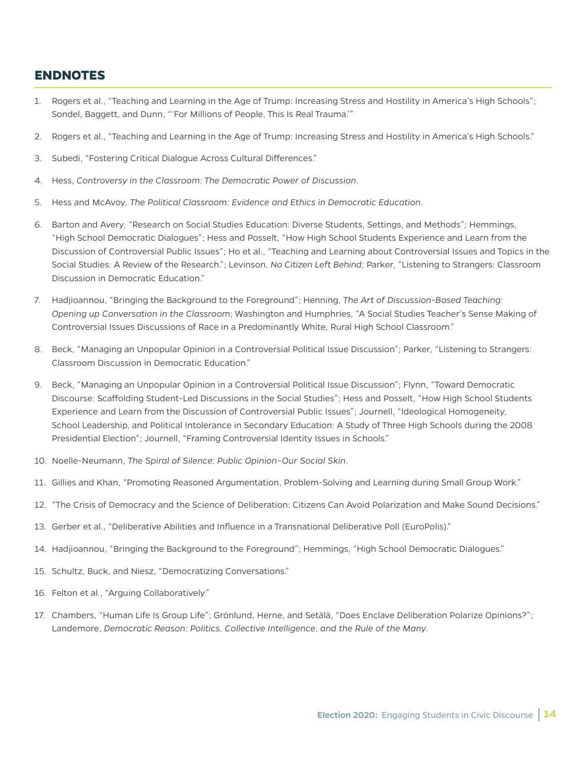## ENDNOTES

1. Rogers et al., "Teaching and Learning in the Age of Trump: Increasing Stress and Hostility in America's High Schools"; Sondel, Baggett, and Dunn, "'For Millions of People, This Is Real Trauma.'"
2. Rogers et al., "Teaching and Learning in the Age of Trump: Increasing Stress and Hostility in America's High Schools."
3. Subedi, "Fostering Critical Dialogue Across Cultural Differences."
4. Hess, *Controversy in the Classroom: The Democratic Power of Discussion*.
5. Hess and McAvoy, *The Political Classroom: Evidence and Ethics in Democratic Education*.
6. Barton and Avery, "Research on Social Studies Education: Diverse Students, Settings, and Methods"; Hemmings, "High School Democratic Dialogues"; Hess and Posselt, "How High School Students Experience and Learn from the Discussion of Controversial Public Issues"; Ho et al., "Teaching and Learning about Controversial Issues and Topics in the Social Studies: A Review of the Research."; Levinson, *No Citizen Left Behind*; Parker, "Listening to Strangers: Classroom Discussion in Democratic Education."
7. Hadjioannou, "Bringing the Background to the Foreground"; Henning, *The Art of Discussion-Based Teaching: Opening up Conversation in the Classroom*; Washington and Humphries, "A Social Studies Teacher's Sense Making of Controversial Issues Discussions of Race in a Predominantly White, Rural High School Classroom."
8. Beck, "Managing an Unpopular Opinion in a Controversial Political Issue Discussion"; Parker, "Listening to Strangers: Classroom Discussion in Democratic Education."
9. Beck, "Managing an Unpopular Opinion in a Controversial Political Issue Discussion"; Flynn, "Toward Democratic Discourse: Scaffolding Student-Led Discussions in the Social Studies"; Hess and Posselt, "How High School Students Experience and Learn from the Discussion of Controversial Public Issues"; Journell, "Ideological Homogeneity, School Leadership, and Political Intolerance in Secondary Education: A Study of Three High Schools during the 2008 Presidential Election"; Journell, "Framing Controversial Identity Issues in Schools."
10. Noelle-Neumann, *The Spiral of Silence: Public Opinion–Our Social Skin*.
11. Gillies and Khan, "Promoting Reasoned Argumentation, Problem-Solving and Learning during Small Group Work."
12. "The Crisis of Democracy and the Science of Deliberation: Citizens Can Avoid Polarization and Make Sound Decisions."
13. Gerber et al., "Deliberative Abilities and Influence in a Transnational Deliberative Poll (EuroPolis)."
14. Hadjioannou, "Bringing the Background to the Foreground"; Hemmings, "High School Democratic Dialogues."
15. Schultz, Buck, and Niesz, "Democratizing Conversations."
16. Felton et al., "Arguing Collaboratively."
17. Chambers, "Human Life Is Group Life"; Grönlund, Herne, and Setälä, "Does Enclave Deliberation Polarize Opinions?"; Landemore, *Democratic Reason: Politics, Collective Intelligence, and the Rule of the Many*.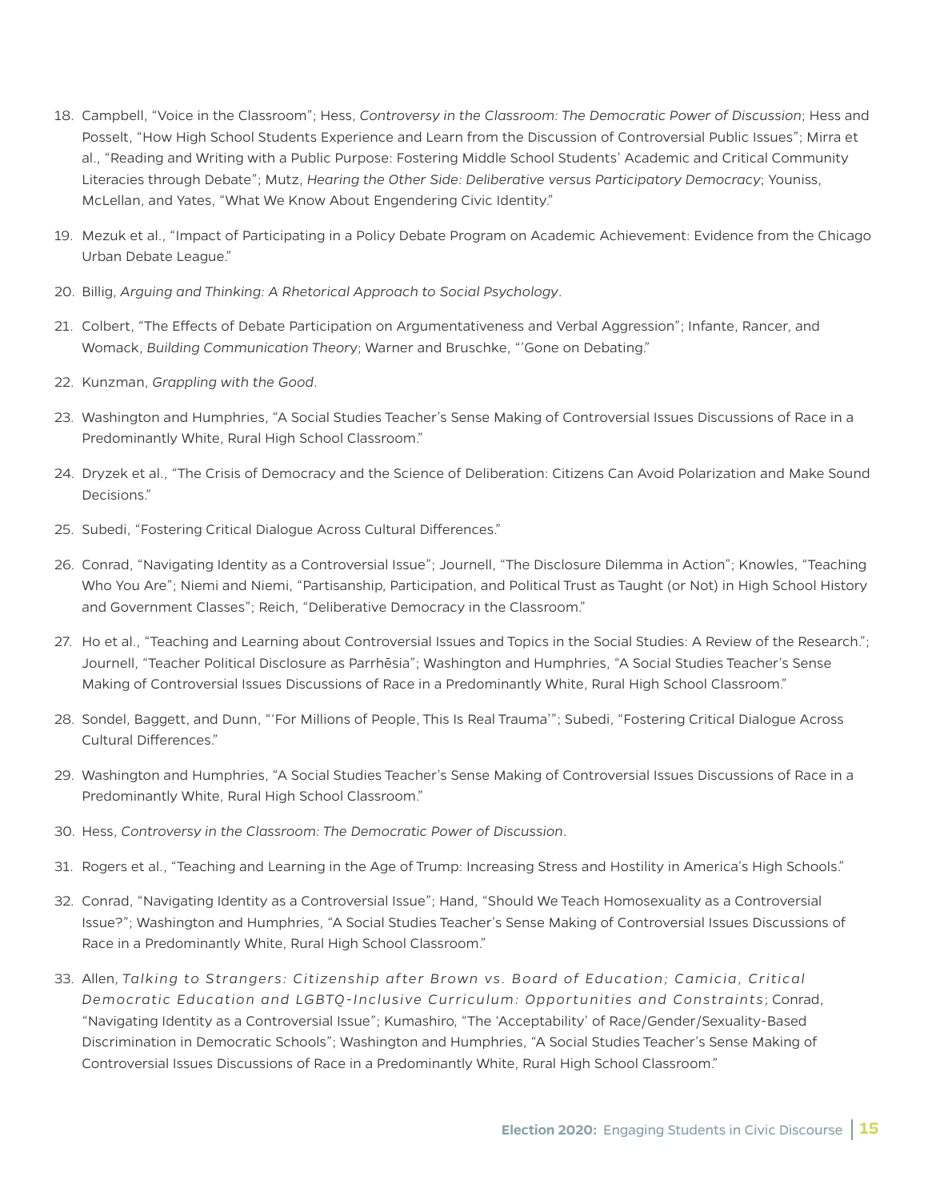18. Campbell, "Voice in the Classroom"; Hess, *Controversy in the Classroom: The Democratic Power of Discussion*; Hess and Posselt, "How High School Students Experience and Learn from the Discussion of Controversial Public Issues"; Mirra et al., "Reading and Writing with a Public Purpose: Fostering Middle School Students' Academic and Critical Community Literacies through Debate"; Mutz, *Hearing the Other Side: Deliberative versus Participatory Democracy*; Youniss, McLellan, and Yates, "What We Know About Engendering Civic Identity."

19. Mezuk et al., "Impact of Participating in a Policy Debate Program on Academic Achievement: Evidence from the Chicago Urban Debate League."

20. Billig, *Arguing and Thinking: A Rhetorical Approach to Social Psychology*.

21. Colbert, "The Effects of Debate Participation on Argumentativeness and Verbal Aggression"; Infante, Rancer, and Womack, *Building Communication Theory*; Warner and Bruschke, "'Gone on Debating."

22. Kunzman, *Grappling with the Good*.

23. Washington and Humphries, "A Social Studies Teacher's Sense Making of Controversial Issues Discussions of Race in a Predominantly White, Rural High School Classroom."

24. Dryzek et al., "The Crisis of Democracy and the Science of Deliberation: Citizens Can Avoid Polarization and Make Sound Decisions."

25. Subedi, "Fostering Critical Dialogue Across Cultural Differences."

26. Conrad, "Navigating Identity as a Controversial Issue"; Journell, "The Disclosure Dilemma in Action"; Knowles, "Teaching Who You Are"; Niemi and Niemi, "Partisanship, Participation, and Political Trust as Taught (or Not) in High School History and Government Classes"; Reich, "Deliberative Democracy in the Classroom."

27. Ho et al., "Teaching and Learning about Controversial Issues and Topics in the Social Studies: A Review of the Research."; Journell, "Teacher Political Disclosure as Parrhēsia"; Washington and Humphries, "A Social Studies Teacher's Sense Making of Controversial Issues Discussions of Race in a Predominantly White, Rural High School Classroom."

28. Sondel, Baggett, and Dunn, "'For Millions of People, This Is Real Trauma'"; Subedi, "Fostering Critical Dialogue Across Cultural Differences."

29. Washington and Humphries, "A Social Studies Teacher's Sense Making of Controversial Issues Discussions of Race in a Predominantly White, Rural High School Classroom."

30. Hess, *Controversy in the Classroom: The Democratic Power of Discussion*.

31. Rogers et al., "Teaching and Learning in the Age of Trump: Increasing Stress and Hostility in America's High Schools."

32. Conrad, "Navigating Identity as a Controversial Issue"; Hand, "Should We Teach Homosexuality as a Controversial Issue?"; Washington and Humphries, "A Social Studies Teacher's Sense Making of Controversial Issues Discussions of Race in a Predominantly White, Rural High School Classroom."

33. Allen, *Talking to Strangers: Citizenship after Brown vs. Board of Education; Camicia, Critical Democratic Education and LGBTQ-Inclusive Curriculum: Opportunities and Constraints*; Conrad, "Navigating Identity as a Controversial Issue"; Kumashiro, "The 'Acceptability' of Race/Gender/Sexuality-Based Discrimination in Democratic Schools"; Washington and Humphries, "A Social Studies Teacher's Sense Making of Controversial Issues Discussions of Race in a Predominantly White, Rural High School Classroom."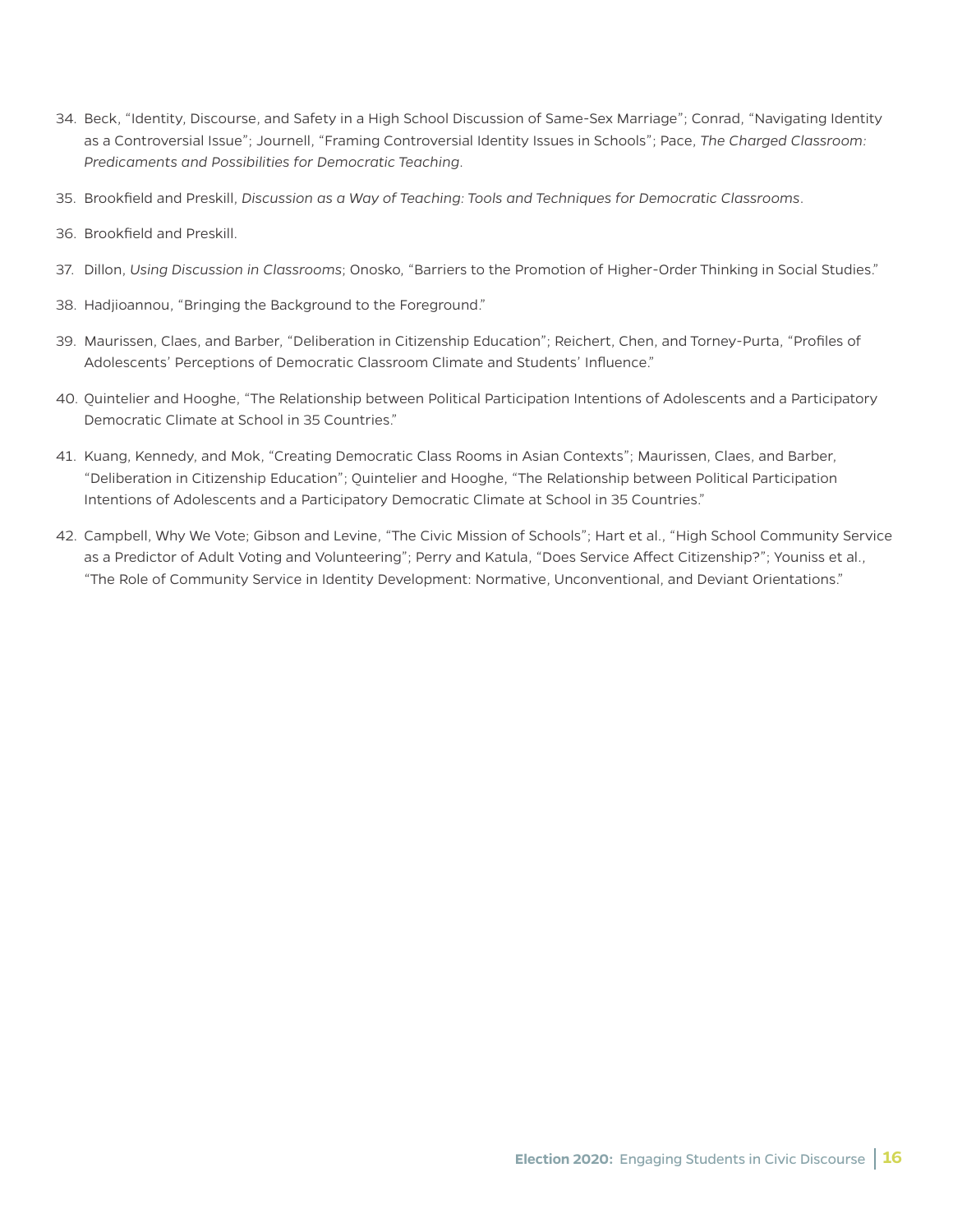34. Beck, "Identity, Discourse, and Safety in a High School Discussion of Same-Sex Marriage"; Conrad, "Navigating Identity as a Controversial Issue"; Journell, "Framing Controversial Identity Issues in Schools"; Pace, *The Charged Classroom: Predicaments and Possibilities for Democratic Teaching*.
35. Brookfield and Preskill, *Discussion as a Way of Teaching: Tools and Techniques for Democratic Classrooms*.
36. Brookfield and Preskill.
37. Dillon, *Using Discussion in Classrooms*; Onosko, "Barriers to the Promotion of Higher-Order Thinking in Social Studies."
38. Hadjioannou, "Bringing the Background to the Foreground."
39. Maurissen, Claes, and Barber, "Deliberation in Citizenship Education"; Reichert, Chen, and Torney-Purta, "Profiles of Adolescents' Perceptions of Democratic Classroom Climate and Students' Influence."
40. Quintelier and Hooghe, "The Relationship between Political Participation Intentions of Adolescents and a Participatory Democratic Climate at School in 35 Countries."
41. Kuang, Kennedy, and Mok, "Creating Democratic Class Rooms in Asian Contexts"; Maurissen, Claes, and Barber, "Deliberation in Citizenship Education"; Quintelier and Hooghe, "The Relationship between Political Participation Intentions of Adolescents and a Participatory Democratic Climate at School in 35 Countries."
42. Campbell, Why We Vote; Gibson and Levine, "The Civic Mission of Schools"; Hart et al., "High School Community Service as a Predictor of Adult Voting and Volunteering"; Perry and Katula, "Does Service Affect Citizenship?"; Youniss et al., "The Role of Community Service in Identity Development: Normative, Unconventional, and Deviant Orientations."